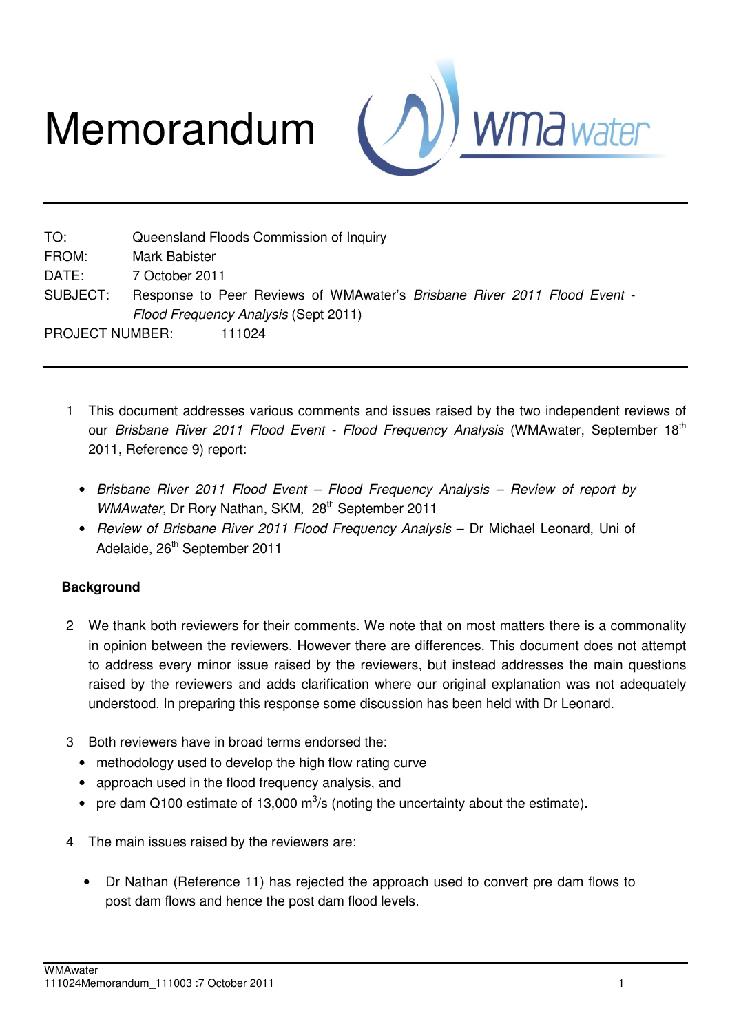# Memorandum

TO: Queensland Floods Commission of Inquiry
FROM: Mark Babister
DATE: 7 October 2011
SUBJECT: Response to Peer Reviews of WMAwater's *Brisbane River 2011 Flood Event - Flood Frequency Analysis* (Sept 2011)
PROJECT NUMBER: 111024

---

1 This document addresses various comments and issues raised by the two independent reviews of our *Brisbane River 2011 Flood Event - Flood Frequency Analysis* (WMAwater, September 18th 2011, Reference 9) report:

- *Brisbane River 2011 Flood Event – Flood Frequency Analysis – Review of report by WMAwater*, Dr Rory Nathan, SKM, 28th September 2011
- *Review of Brisbane River 2011 Flood Frequency Analysis* – Dr Michael Leonard, Uni of Adelaide, 26th September 2011

**Background**

2 We thank both reviewers for their comments. We note that on most matters there is a commonality in opinion between the reviewers. However there are differences. This document does not attempt to address every minor issue raised by the reviewers, but instead addresses the main questions raised by the reviewers and adds clarification where our original explanation was not adequately understood. In preparing this response some discussion has been held with Dr Leonard.

3 Both reviewers have in broad terms endorsed the:

- methodology used to develop the high flow rating curve
- approach used in the flood frequency analysis, and
- pre dam Q100 estimate of 13,000 $m^3/s$ (noting the uncertainty about the estimate).

4 The main issues raised by the reviewers are:

- Dr Nathan (Reference 11) has rejected the approach used to convert pre dam flows to post dam flows and hence the post dam flood levels.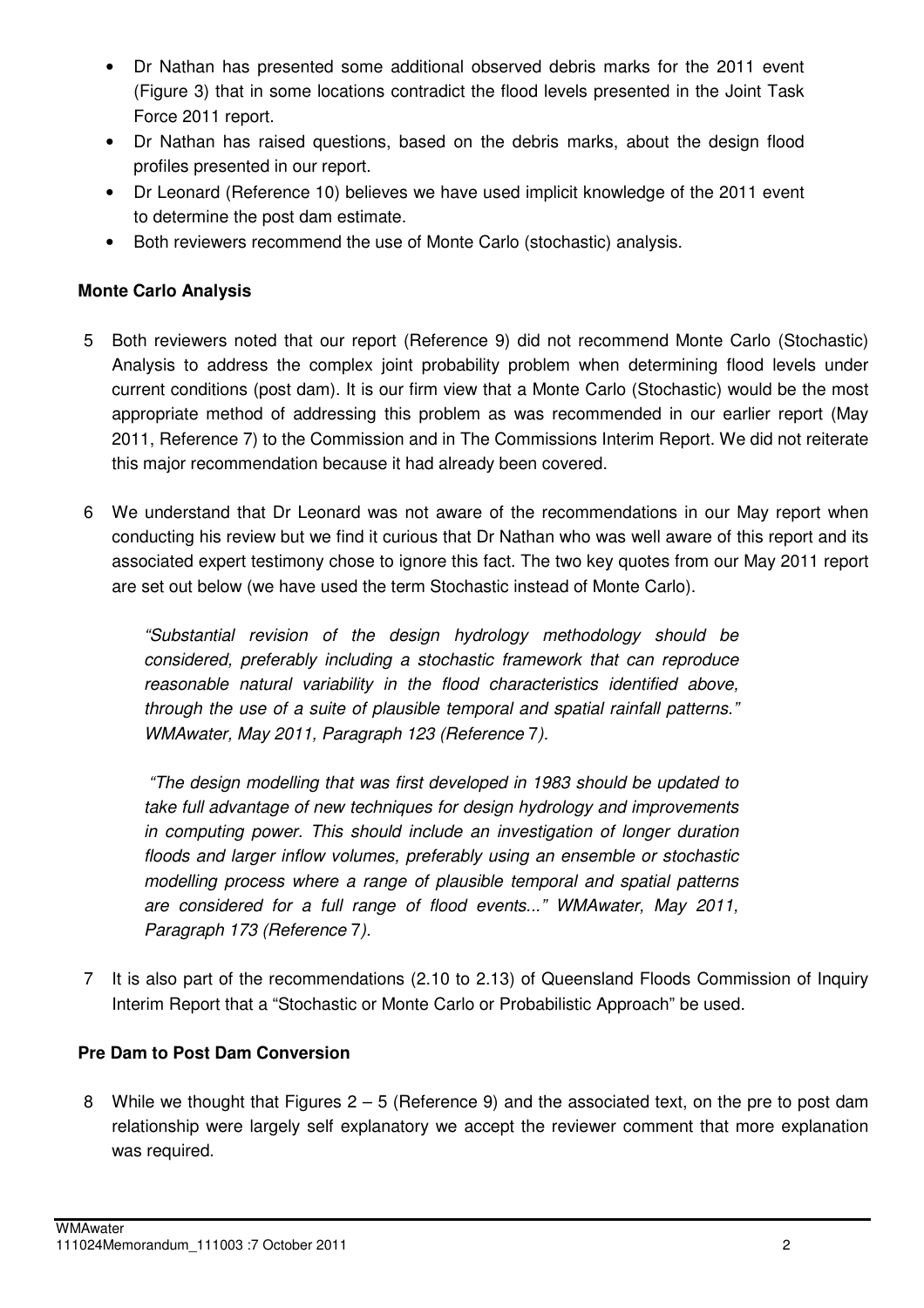- Dr Nathan has presented some additional observed debris marks for the 2011 event (Figure 3) that in some locations contradict the flood levels presented in the Joint Task Force 2011 report.
- Dr Nathan has raised questions, based on the debris marks, about the design flood profiles presented in our report.
- Dr Leonard (Reference 10) believes we have used implicit knowledge of the 2011 event to determine the post dam estimate.
- Both reviewers recommend the use of Monte Carlo (stochastic) analysis.

**Monte Carlo Analysis**

5 Both reviewers noted that our report (Reference 9) did not recommend Monte Carlo (Stochastic) Analysis to address the complex joint probability problem when determining flood levels under current conditions (post dam). It is our firm view that a Monte Carlo (Stochastic) would be the most appropriate method of addressing this problem as was recommended in our earlier report (May 2011, Reference 7) to the Commission and in The Commissions Interim Report. We did not reiterate this major recommendation because it had already been covered.

6 We understand that Dr Leonard was not aware of the recommendations in our May report when conducting his review but we find it curious that Dr Nathan who was well aware of this report and its associated expert testimony chose to ignore this fact. The two key quotes from our May 2011 report are set out below (we have used the term Stochastic instead of Monte Carlo).

> *"Substantial revision of the design hydrology methodology should be considered, preferably including a stochastic framework that can reproduce reasonable natural variability in the flood characteristics identified above, through the use of a suite of plausible temporal and spatial rainfall patterns." WMAwater, May 2011, Paragraph 123 (Reference 7).*

> *"The design modelling that was first developed in 1983 should be updated to take full advantage of new techniques for design hydrology and improvements in computing power. This should include an investigation of longer duration floods and larger inflow volumes, preferably using an ensemble or stochastic modelling process where a range of plausible temporal and spatial patterns are considered for a full range of flood events..." WMAwater, May 2011, Paragraph 173 (Reference 7).*

7 It is also part of the recommendations (2.10 to 2.13) of Queensland Floods Commission of Inquiry Interim Report that a "Stochastic or Monte Carlo or Probabilistic Approach" be used.

**Pre Dam to Post Dam Conversion**

8 While we thought that Figures 2 – 5 (Reference 9) and the associated text, on the pre to post dam relationship were largely self explanatory we accept the reviewer comment that more explanation was required.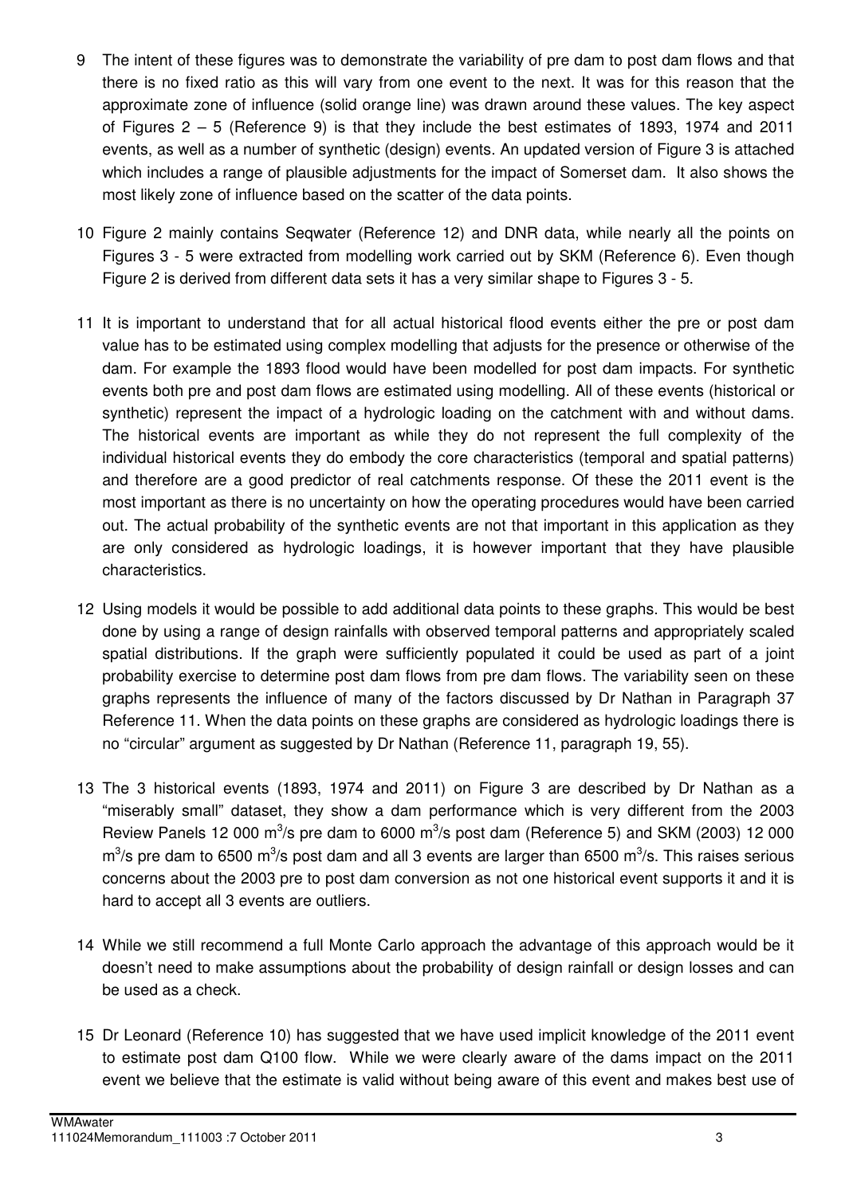9 The intent of these figures was to demonstrate the variability of pre dam to post dam flows and that there is no fixed ratio as this will vary from one event to the next. It was for this reason that the approximate zone of influence (solid orange line) was drawn around these values. The key aspect of Figures 2 – 5 (Reference 9) is that they include the best estimates of 1893, 1974 and 2011 events, as well as a number of synthetic (design) events. An updated version of Figure 3 is attached which includes a range of plausible adjustments for the impact of Somerset dam. It also shows the most likely zone of influence based on the scatter of the data points.

10 Figure 2 mainly contains Seqwater (Reference 12) and DNR data, while nearly all the points on Figures 3 - 5 were extracted from modelling work carried out by SKM (Reference 6). Even though Figure 2 is derived from different data sets it has a very similar shape to Figures 3 - 5.

11 It is important to understand that for all actual historical flood events either the pre or post dam value has to be estimated using complex modelling that adjusts for the presence or otherwise of the dam. For example the 1893 flood would have been modelled for post dam impacts. For synthetic events both pre and post dam flows are estimated using modelling. All of these events (historical or synthetic) represent the impact of a hydrologic loading on the catchment with and without dams. The historical events are important as while they do not represent the full complexity of the individual historical events they do embody the core characteristics (temporal and spatial patterns) and therefore are a good predictor of real catchments response. Of these the 2011 event is the most important as there is no uncertainty on how the operating procedures would have been carried out. The actual probability of the synthetic events are not that important in this application as they are only considered as hydrologic loadings, it is however important that they have plausible characteristics.

12 Using models it would be possible to add additional data points to these graphs. This would be best done by using a range of design rainfalls with observed temporal patterns and appropriately scaled spatial distributions. If the graph were sufficiently populated it could be used as part of a joint probability exercise to determine post dam flows from pre dam flows. The variability seen on these graphs represents the influence of many of the factors discussed by Dr Nathan in Paragraph 37 Reference 11. When the data points on these graphs are considered as hydrologic loadings there is no "circular" argument as suggested by Dr Nathan (Reference 11, paragraph 19, 55).

13 The 3 historical events (1893, 1974 and 2011) on Figure 3 are described by Dr Nathan as a "miserably small" dataset, they show a dam performance which is very different from the 2003 Review Panels 12 000 $m^3/s$ pre dam to 6000 $m^3/s$ post dam (Reference 5) and SKM (2003) 12 000 $m^3/s$ pre dam to 6500 $m^3/s$ post dam and all 3 events are larger than 6500 $m^3/s$. This raises serious concerns about the 2003 pre to post dam conversion as not one historical event supports it and it is hard to accept all 3 events are outliers.

14 While we still recommend a full Monte Carlo approach the advantage of this approach would be it doesn't need to make assumptions about the probability of design rainfall or design losses and can be used as a check.

15 Dr Leonard (Reference 10) has suggested that we have used implicit knowledge of the 2011 event to estimate post dam Q100 flow. While we were clearly aware of the dams impact on the 2011 event we believe that the estimate is valid without being aware of this event and makes best use of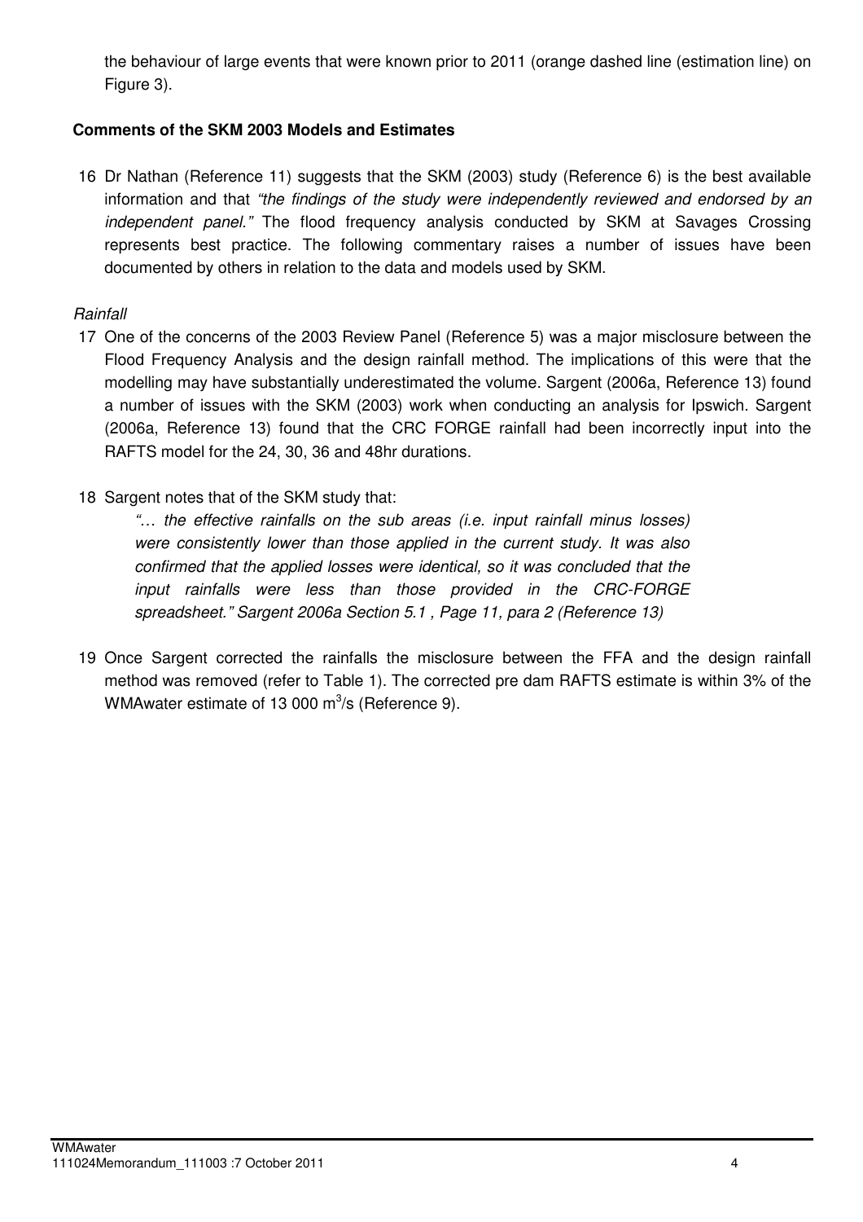the behaviour of large events that were known prior to 2011 (orange dashed line (estimation line) on Figure 3).

**Comments of the SKM 2003 Models and Estimates**

16 Dr Nathan (Reference 11) suggests that the SKM (2003) study (Reference 6) is the best available information and that *"the findings of the study were independently reviewed and endorsed by an independent panel."* The flood frequency analysis conducted by SKM at Savages Crossing represents best practice. The following commentary raises a number of issues have been documented by others in relation to the data and models used by SKM.

*Rainfall*

17 One of the concerns of the 2003 Review Panel (Reference 5) was a major misclosure between the Flood Frequency Analysis and the design rainfall method. The implications of this were that the modelling may have substantially underestimated the volume. Sargent (2006a, Reference 13) found a number of issues with the SKM (2003) work when conducting an analysis for Ipswich. Sargent (2006a, Reference 13) found that the CRC FORGE rainfall had been incorrectly input into the RAFTS model for the 24, 30, 36 and 48hr durations.

18 Sargent notes that of the SKM study that:

> *"… the effective rainfalls on the sub areas (i.e. input rainfall minus losses) were consistently lower than those applied in the current study. It was also confirmed that the applied losses were identical, so it was concluded that the input rainfalls were less than those provided in the CRC-FORGE spreadsheet." Sargent 2006a Section 5.1 , Page 11, para 2 (Reference 13)*

19 Once Sargent corrected the rainfalls the misclosure between the FFA and the design rainfall method was removed (refer to Table 1). The corrected pre dam RAFTS estimate is within 3% of the WMAwater estimate of 13 000 $m^3/s$ (Reference 9).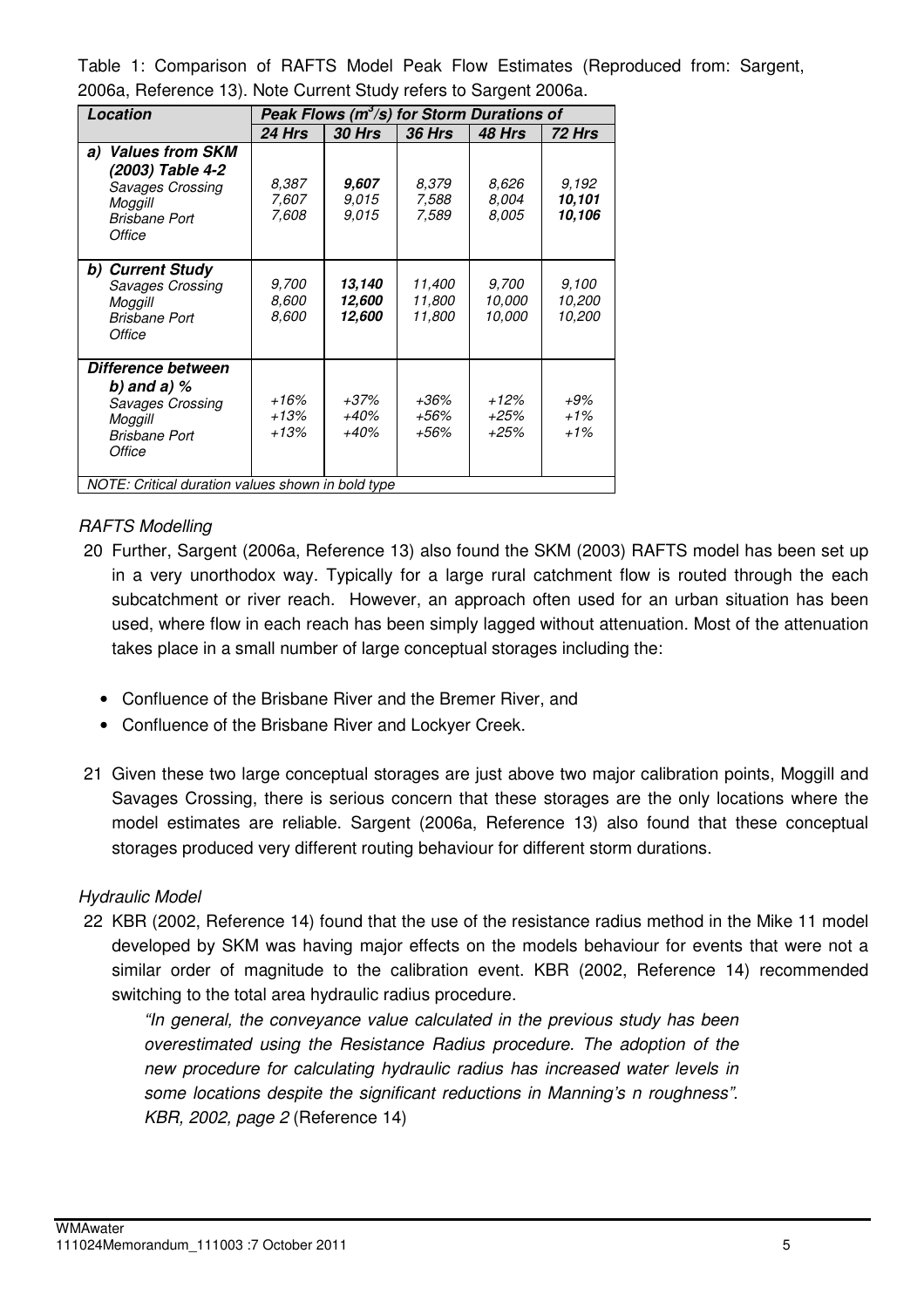Table 1: Comparison of RAFTS Model Peak Flow Estimates (Reproduced from: Sargent, 2006a, Reference 13). Note Current Study refers to Sargent 2006a.

| ***Location*** | ***Peak Flows ($m^3$/s) for Storm Durations of*** | | | | |
|---|---|---|---|---|---|
| | ***24 Hrs*** | ***30 Hrs*** | ***36 Hrs*** | ***48 Hrs*** | ***72 Hrs*** |
| ***a) Values from SKM (2003) Table 4-2*** | | | | | |
| *Savages Crossing* | *8,387* | ***9,607*** | *8,379* | *8,626* | *9,192* |
| *Moggill* | *7,607* | *9,015* | *7,588* | *8,004* | ***10,101*** |
| *Brisbane Port Office* | *7,608* | *9,015* | *7,589* | *8,005* | ***10,106*** |
| ***b) Current Study*** | | | | | |
| *Savages Crossing* | *9,700* | ***13,140*** | *11,400* | *9,700* | *9,100* |
| *Moggill* | *8,600* | ***12,600*** | *11,800* | *10,000* | *10,200* |
| *Brisbane Port Office* | *8,600* | ***12,600*** | *11,800* | *10,000* | *10,200* |
| ***Difference between b) and a) %*** | | | | | |
| *Savages Crossing* | *+16%* | *+37%* | *+36%* | *+12%* | *+9%* |
| *Moggill* | *+13%* | *+40%* | *+56%* | *+25%* | *+1%* |
| *Brisbane Port Office* | *+13%* | *+40%* | *+56%* | *+25%* | *+1%* |
| *NOTE: Critical duration values shown in bold type* | | | | | |

*RAFTS Modelling*

20 Further, Sargent (2006a, Reference 13) also found the SKM (2003) RAFTS model has been set up in a very unorthodox way. Typically for a large rural catchment flow is routed through the each subcatchment or river reach. However, an approach often used for an urban situation has been used, where flow in each reach has been simply lagged without attenuation. Most of the attenuation takes place in a small number of large conceptual storages including the:

- Confluence of the Brisbane River and the Bremer River, and
- Confluence of the Brisbane River and Lockyer Creek.

21 Given these two large conceptual storages are just above two major calibration points, Moggill and Savages Crossing, there is serious concern that these storages are the only locations where the model estimates are reliable. Sargent (2006a, Reference 13) also found that these conceptual storages produced very different routing behaviour for different storm durations.

*Hydraulic Model*

22 KBR (2002, Reference 14) found that the use of the resistance radius method in the Mike 11 model developed by SKM was having major effects on the models behaviour for events that were not a similar order of magnitude to the calibration event. KBR (2002, Reference 14) recommended switching to the total area hydraulic radius procedure.

> *"In general, the conveyance value calculated in the previous study has been overestimated using the Resistance Radius procedure. The adoption of the new procedure for calculating hydraulic radius has increased water levels in some locations despite the significant reductions in Manning's n roughness". KBR, 2002, page 2* (Reference 14)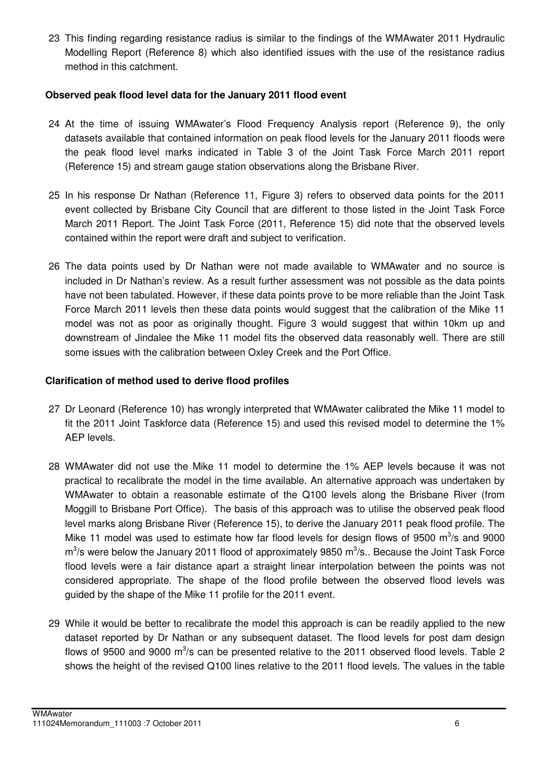23 This finding regarding resistance radius is similar to the findings of the WMAwater 2011 Hydraulic Modelling Report (Reference 8) which also identified issues with the use of the resistance radius method in this catchment.

**Observed peak flood level data for the January 2011 flood event**

24 At the time of issuing WMAwater's Flood Frequency Analysis report (Reference 9), the only datasets available that contained information on peak flood levels for the January 2011 floods were the peak flood level marks indicated in Table 3 of the Joint Task Force March 2011 report (Reference 15) and stream gauge station observations along the Brisbane River.

25 In his response Dr Nathan (Reference 11, Figure 3) refers to observed data points for the 2011 event collected by Brisbane City Council that are different to those listed in the Joint Task Force March 2011 Report. The Joint Task Force (2011, Reference 15) did note that the observed levels contained within the report were draft and subject to verification.

26 The data points used by Dr Nathan were not made available to WMAwater and no source is included in Dr Nathan's review. As a result further assessment was not possible as the data points have not been tabulated. However, if these data points prove to be more reliable than the Joint Task Force March 2011 levels then these data points would suggest that the calibration of the Mike 11 model was not as poor as originally thought. Figure 3 would suggest that within 10km up and downstream of Jindalee the Mike 11 model fits the observed data reasonably well. There are still some issues with the calibration between Oxley Creek and the Port Office.

**Clarification of method used to derive flood profiles**

27 Dr Leonard (Reference 10) has wrongly interpreted that WMAwater calibrated the Mike 11 model to fit the 2011 Joint Taskforce data (Reference 15) and used this revised model to determine the 1% AEP levels.

28 WMAwater did not use the Mike 11 model to determine the 1% AEP levels because it was not practical to recalibrate the model in the time available. An alternative approach was undertaken by WMAwater to obtain a reasonable estimate of the Q100 levels along the Brisbane River (from Moggill to Brisbane Port Office). The basis of this approach was to utilise the observed peak flood level marks along Brisbane River (Reference 15), to derive the January 2011 peak flood profile. The Mike 11 model was used to estimate how far flood levels for design flows of 9500 $m^3$/s and 9000 $m^3$/s were below the January 2011 flood of approximately 9850 $m^3$/s.. Because the Joint Task Force flood levels were a fair distance apart a straight linear interpolation between the points was not considered appropriate. The shape of the flood profile between the observed flood levels was guided by the shape of the Mike 11 profile for the 2011 event.

29 While it would be better to recalibrate the model this approach is can be readily applied to the new dataset reported by Dr Nathan or any subsequent dataset. The flood levels for post dam design flows of 9500 and 9000 $m^3$/s can be presented relative to the 2011 observed flood levels. Table 2 shows the height of the revised Q100 lines relative to the 2011 flood levels. The values in the table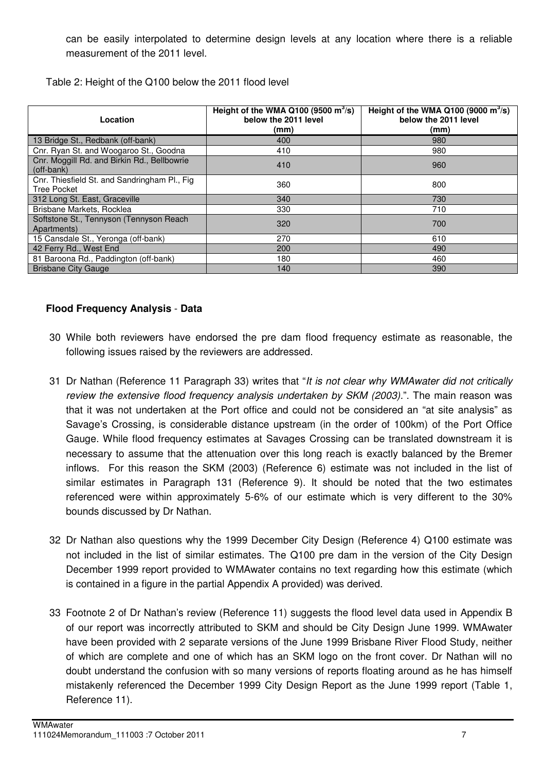can be easily interpolated to determine design levels at any location where there is a reliable measurement of the 2011 level.

Table 2: Height of the Q100 below the 2011 flood level

| Location | Height of the WMA Q100 (9500 $m^3$/s) below the 2011 level (mm) | Height of the WMA Q100 (9000 $m^3$/s) below the 2011 level (mm) |
|---|---|---|
| 13 Bridge St., Redbank (off-bank) | 400 | 980 |
| Cnr. Ryan St. and Woogaroo St., Goodna | 410 | 980 |
| Cnr. Moggill Rd. and Birkin Rd., Bellbowrie (off-bank) | 410 | 960 |
| Cnr. Thiesfield St. and Sandringham Pl., Fig Tree Pocket | 360 | 800 |
| 312 Long St. East, Graceville | 340 | 730 |
| Brisbane Markets, Rocklea | 330 | 710 |
| Softstone St., Tennyson (Tennyson Reach Apartments) | 320 | 700 |
| 15 Cansdale St., Yeronga (off-bank) | 270 | 610 |
| 42 Ferry Rd., West End | 200 | 490 |
| 81 Baroona Rd., Paddington (off-bank) | 180 | 460 |
| Brisbane City Gauge | 140 | 390 |

**Flood Frequency Analysis - Data**

30 While both reviewers have endorsed the pre dam flood frequency estimate as reasonable, the following issues raised by the reviewers are addressed.

31 Dr Nathan (Reference 11 Paragraph 33) writes that "*It is not clear why WMAwater did not critically review the extensive flood frequency analysis undertaken by SKM (2003).*". The main reason was that it was not undertaken at the Port office and could not be considered an "at site analysis" as Savage's Crossing, is considerable distance upstream (in the order of 100km) of the Port Office Gauge. While flood frequency estimates at Savages Crossing can be translated downstream it is necessary to assume that the attenuation over this long reach is exactly balanced by the Bremer inflows. For this reason the SKM (2003) (Reference 6) estimate was not included in the list of similar estimates in Paragraph 131 (Reference 9). It should be noted that the two estimates referenced were within approximately 5-6% of our estimate which is very different to the 30% bounds discussed by Dr Nathan.

32 Dr Nathan also questions why the 1999 December City Design (Reference 4) Q100 estimate was not included in the list of similar estimates. The Q100 pre dam in the version of the City Design December 1999 report provided to WMAwater contains no text regarding how this estimate (which is contained in a figure in the partial Appendix A provided) was derived.

33 Footnote 2 of Dr Nathan's review (Reference 11) suggests the flood level data used in Appendix B of our report was incorrectly attributed to SKM and should be City Design June 1999. WMAwater have been provided with 2 separate versions of the June 1999 Brisbane River Flood Study, neither of which are complete and one of which has an SKM logo on the front cover. Dr Nathan will no doubt understand the confusion with so many versions of reports floating around as he has himself mistakenly referenced the December 1999 City Design Report as the June 1999 report (Table 1, Reference 11).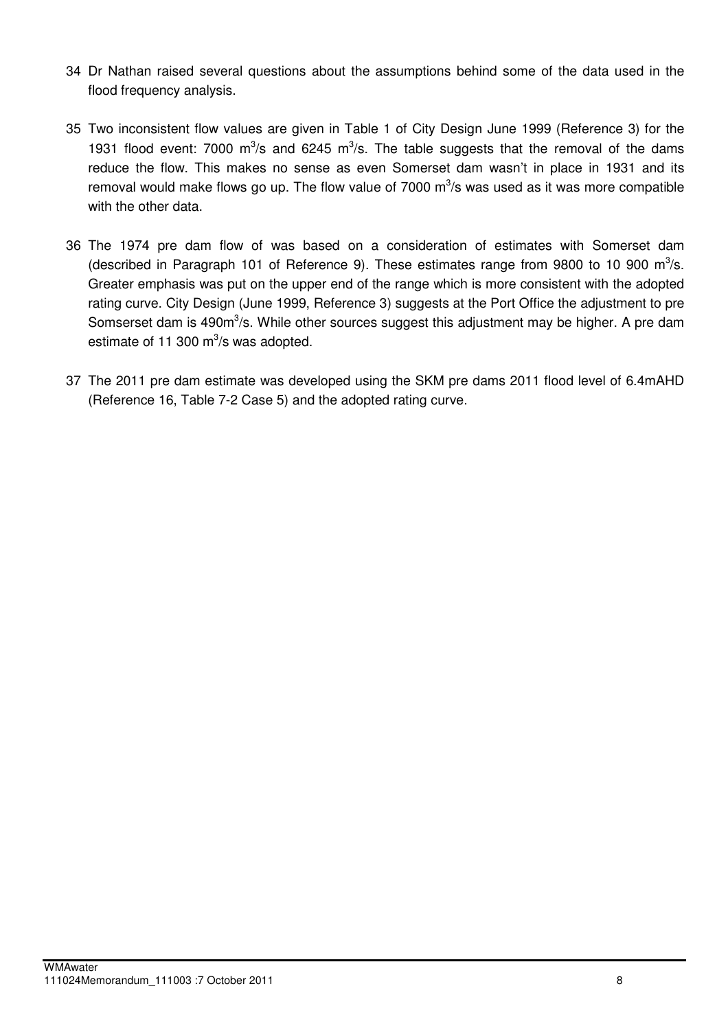34 Dr Nathan raised several questions about the assumptions behind some of the data used in the flood frequency analysis.

35 Two inconsistent flow values are given in Table 1 of City Design June 1999 (Reference 3) for the 1931 flood event: 7000 $m^3$/s and 6245 $m^3$/s. The table suggests that the removal of the dams reduce the flow. This makes no sense as even Somerset dam wasn't in place in 1931 and its removal would make flows go up. The flow value of 7000 $m^3$/s was used as it was more compatible with the other data.

36 The 1974 pre dam flow of was based on a consideration of estimates with Somerset dam (described in Paragraph 101 of Reference 9). These estimates range from 9800 to 10 900 $m^3$/s. Greater emphasis was put on the upper end of the range which is more consistent with the adopted rating curve. City Design (June 1999, Reference 3) suggests at the Port Office the adjustment to pre Somserset dam is 490$m^3$/s. While other sources suggest this adjustment may be higher. A pre dam estimate of 11 300 $m^3$/s was adopted.

37 The 2011 pre dam estimate was developed using the SKM pre dams 2011 flood level of 6.4mAHD (Reference 16, Table 7-2 Case 5) and the adopted rating curve.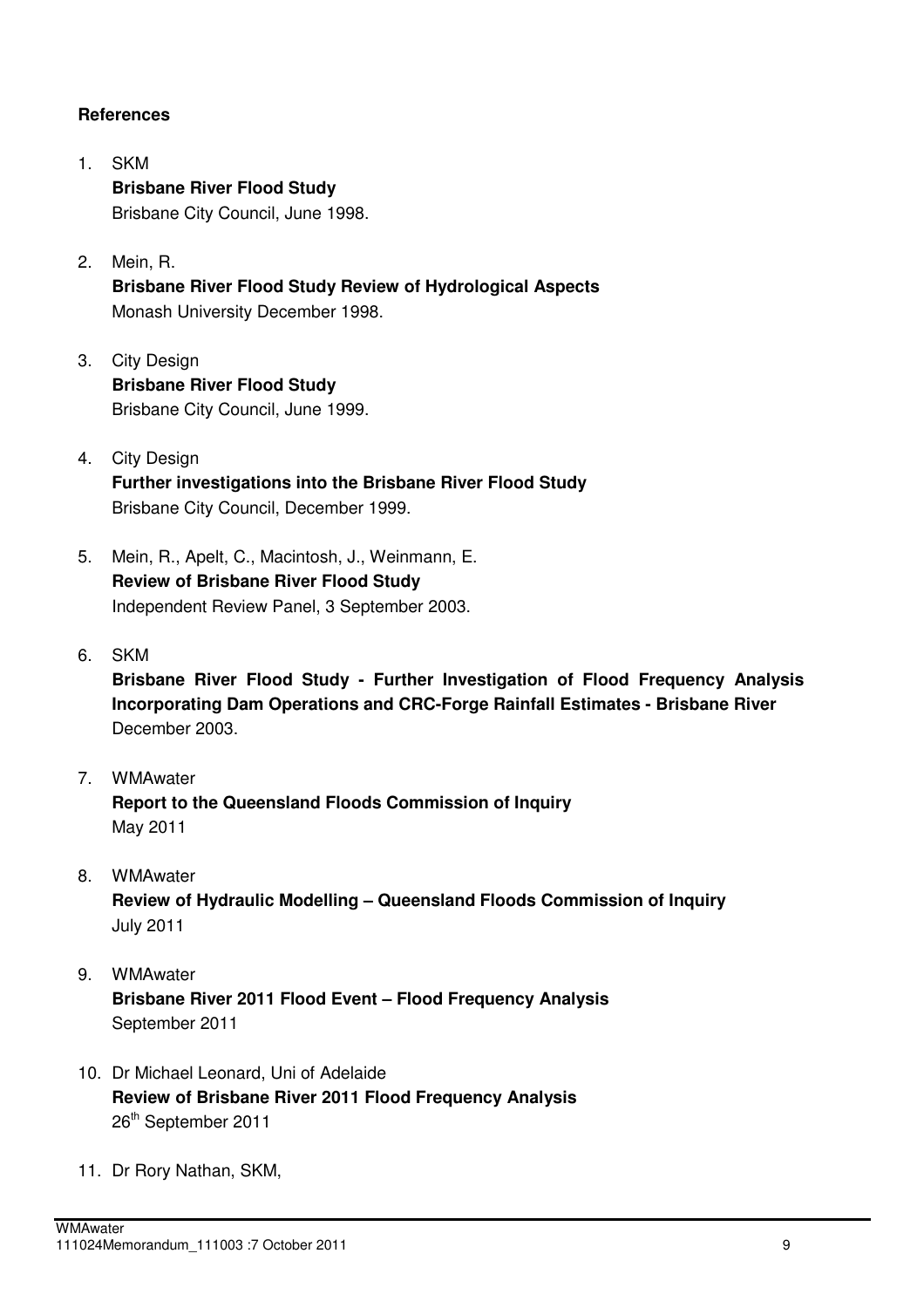**References**

1. SKM
   **Brisbane River Flood Study**
   Brisbane City Council, June 1998.

2. Mein, R.
   **Brisbane River Flood Study Review of Hydrological Aspects**
   Monash University December 1998.

3. City Design
   **Brisbane River Flood Study**
   Brisbane City Council, June 1999.

4. City Design
   **Further investigations into the Brisbane River Flood Study**
   Brisbane City Council, December 1999.

5. Mein, R., Apelt, C., Macintosh, J., Weinmann, E.
   **Review of Brisbane River Flood Study**
   Independent Review Panel, 3 September 2003.

6. SKM
   **Brisbane River Flood Study - Further Investigation of Flood Frequency Analysis Incorporating Dam Operations and CRC-Forge Rainfall Estimates - Brisbane River**
   December 2003.

7. WMAwater
   **Report to the Queensland Floods Commission of Inquiry**
   May 2011

8. WMAwater
   **Review of Hydraulic Modelling – Queensland Floods Commission of Inquiry**
   July 2011

9. WMAwater
   **Brisbane River 2011 Flood Event – Flood Frequency Analysis**
   September 2011

10. Dr Michael Leonard, Uni of Adelaide
    **Review of Brisbane River 2011 Flood Frequency Analysis**
    26th September 2011

11. Dr Rory Nathan, SKM,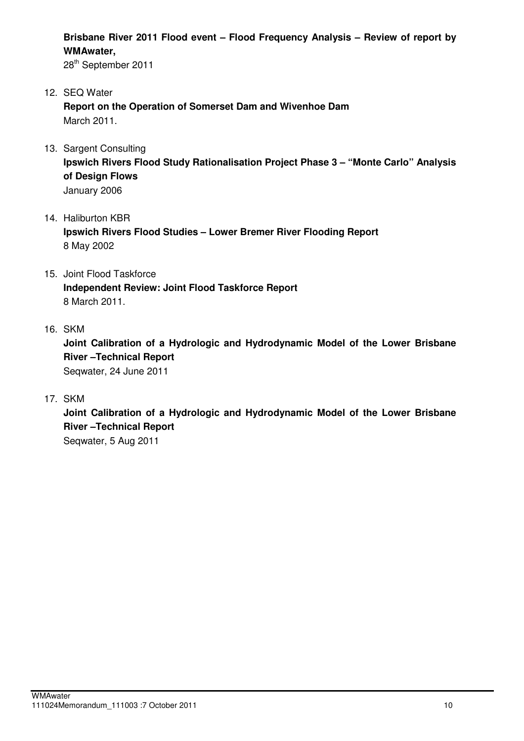**Brisbane River 2011 Flood event – Flood Frequency Analysis – Review of report by WMAwater,**
28th September 2011

12. SEQ Water
    **Report on the Operation of Somerset Dam and Wivenhoe Dam**
    March 2011.

13. Sargent Consulting
    **Ipswich Rivers Flood Study Rationalisation Project Phase 3 – "Monte Carlo" Analysis of Design Flows**
    January 2006

14. Haliburton KBR
    **Ipswich Rivers Flood Studies – Lower Bremer River Flooding Report**
    8 May 2002

15. Joint Flood Taskforce
    **Independent Review: Joint Flood Taskforce Report**
    8 March 2011.

16. SKM
    **Joint Calibration of a Hydrologic and Hydrodynamic Model of the Lower Brisbane River –Technical Report**
    Seqwater, 24 June 2011

17. SKM
    **Joint Calibration of a Hydrologic and Hydrodynamic Model of the Lower Brisbane River –Technical Report**
    Seqwater, 5 Aug 2011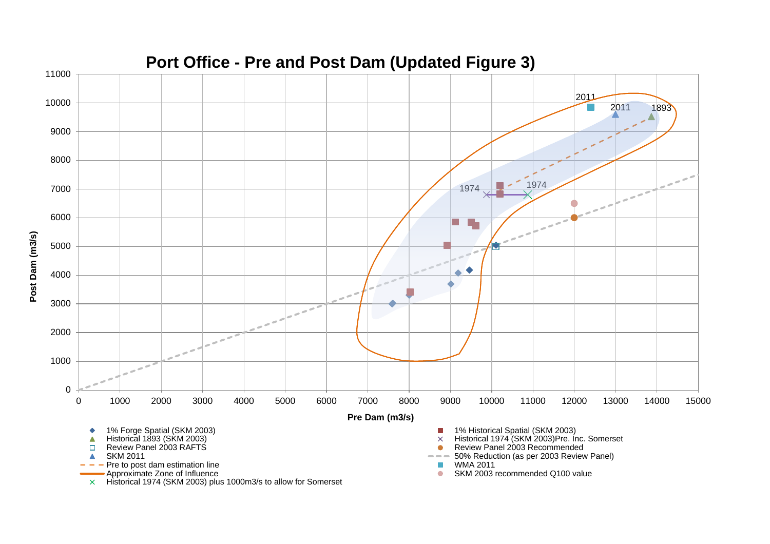# Port Office - Pre and Post Dam (Updated Figure 3)

Post Dam (m3/s)

11000
10000
9000
8000
7000
6000
5000
4000
3000
2000
1000
0

0 1000 2000 3000 4000 5000 6000 7000 8000 9000 10000 11000 12000 13000 14000 15000

Pre Dam (m3/s)

2011
2011
1893
1974
1974

- 1% Forge Spatial (SKM 2003)
- Historical 1893 (SKM 2003)
- Review Panel 2003 RAFTS
- SKM 2011
- Pre to post dam estimation line
- Approximate Zone of Influence
- Historical 1974 (SKM 2003) plus 1000m3/s to allow for Somerset
- 1% Historical Spatial (SKM 2003)
- Historical 1974 (SKM 2003)Pre. Inc. Somerset
- Review Panel 2003 Recommended
- 50% Reduction (as per 2003 Review Panel)
- WMA 2011
- SKM 2003 recommended Q100 value